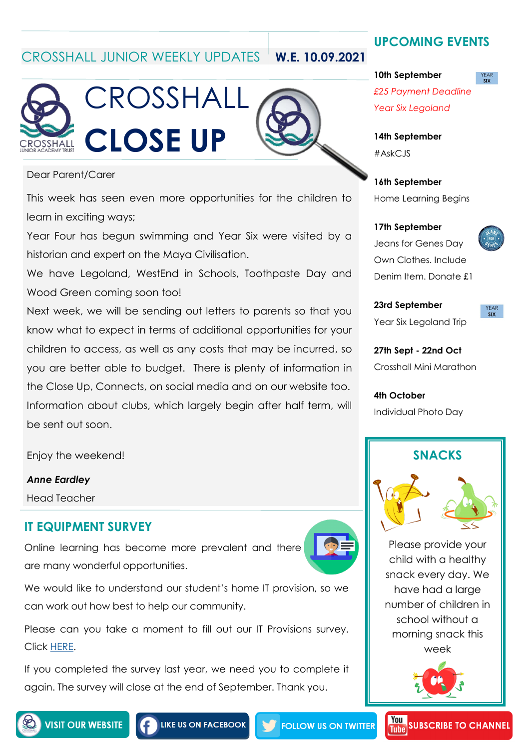CROSSHALL JUNIOR WEEKLY UPDATES **W.E. 10.09.2021**

# CROSSHALL **CLOSE UP**

Dear Parent/Carer

This week has seen even more opportunities for the children to learn in exciting ways;

Year Four has begun swimming and Year Six were visited by a historian and expert on the Maya Civilisation.

We have Legoland, WestEnd in Schools, Toothpaste Day and Wood Green coming soon too!

Next week, we will be sending out letters to parents so that you know what to expect in terms of additional opportunities for your children to access, as well as any costs that may be incurred, so you are better able to budget. There is plenty of information in the Close Up, Connects, on social media and on our website too. Information about clubs, which largely begin after half term, will be sent out soon.

Enjoy the weekend!

***Anne Eardley***

Head Teacher

## IT EQUIPMENT SURVEY

Online learning has become more prevalent and there are many wonderful opportunities.

We would like to understand our student's home IT provision, so we can work out how best to help our community.

Please can you take a moment to fill out our IT Provisions survey. Click HERE.

If you completed the survey last year, we need you to complete it again. The survey will close at the end of September. Thank you.

## UPCOMING EVENTS

**10th September** YEAR SIX

*£25 Payment Deadline*

*Year Six Legoland*

**14th September**

#AskCJS

**16th September**

Home Learning Begins

**17th September**

Jeans for Genes Day

Own Clothes. Include Denim Item. Donate £1

**23rd September** YEAR SIX

Year Six Legoland Trip

**27th Sept - 22nd Oct**

Crosshall Mini Marathon

**4th October**

Individual Photo Day

## SNACKS

Please provide your child with a healthy snack every day. We have had a large number of children in school without a morning snack this week

VISIT OUR WEBSITE | LIKE US ON FACEBOOK | FOLLOW US ON TWITTER | SUBSCRIBE TO CHANNEL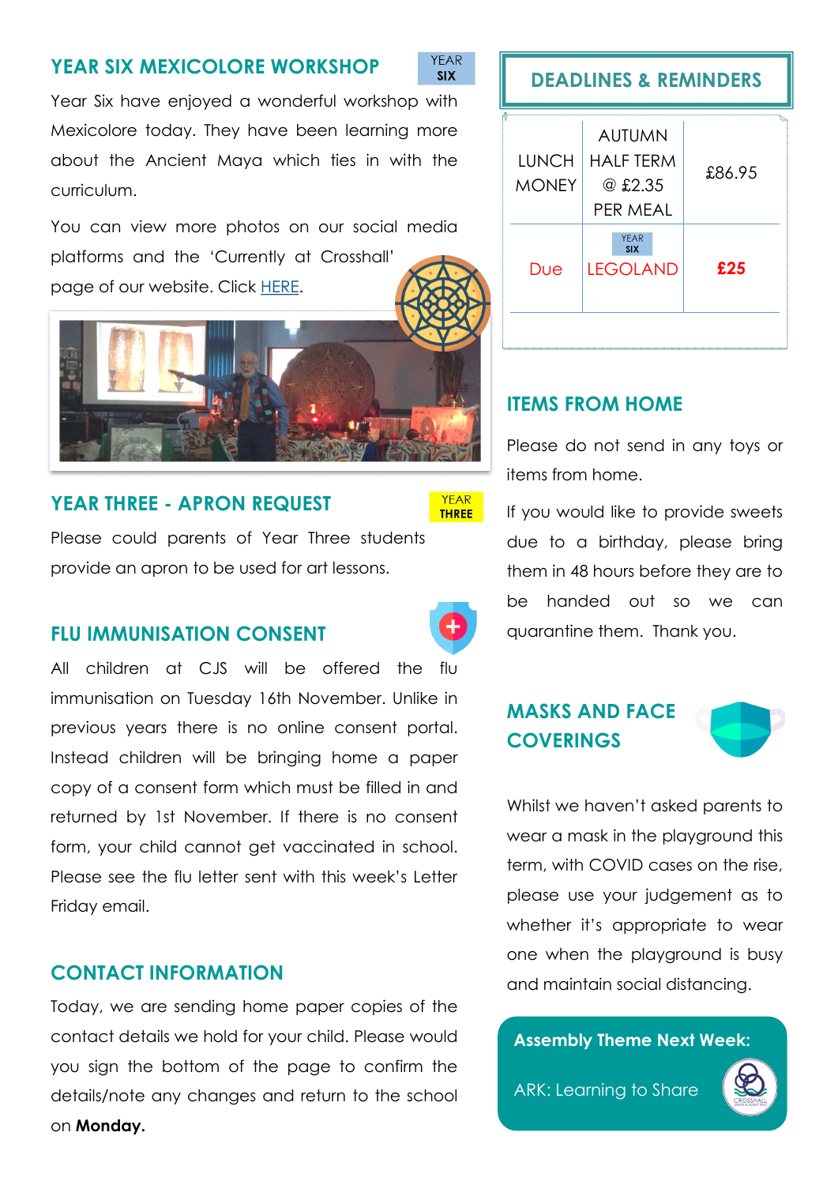## YEAR SIX MEXICOLORE WORKSHOP

YEAR SIX

Year Six have enjoyed a wonderful workshop with Mexicolore today. They have been learning more about the Ancient Maya which ties in with the curriculum.

You can view more photos on our social media platforms and the 'Currently at Crosshall' page of our website. Click HERE.

## YEAR THREE - APRON REQUEST

YEAR THREE

Please could parents of Year Three students provide an apron to be used for art lessons.

## FLU IMMUNISATION CONSENT

All children at CJS will be offered the flu immunisation on Tuesday 16th November. Unlike in previous years there is no online consent portal. Instead children will be bringing home a paper copy of a consent form which must be filled in and returned by 1st November. If there is no consent form, your child cannot get vaccinated in school. Please see the flu letter sent with this week's Letter Friday email.

## CONTACT INFORMATION

Today, we are sending home paper copies of the contact details we hold for your child. Please would you sign the bottom of the page to confirm the details/note any changes and return to the school on **Monday.**

## DEADLINES & REMINDERS

| | | |
|---|---|---|
| LUNCH MONEY | AUTUMN HALF TERM @ £2.35 PER MEAL | £86.95 |
| Due | YEAR SIX LEGOLAND | **£25** |

## ITEMS FROM HOME

Please do not send in any toys or items from home.

If you would like to provide sweets due to a birthday, please bring them in 48 hours before they are to be handed out so we can quarantine them. Thank you.

## MASKS AND FACE COVERINGS

Whilst we haven't asked parents to wear a mask in the playground this term, with COVID cases on the rise, please use your judgement as to whether it's appropriate to wear one when the playground is busy and maintain social distancing.

**Assembly Theme Next Week:**

ARK: Learning to Share